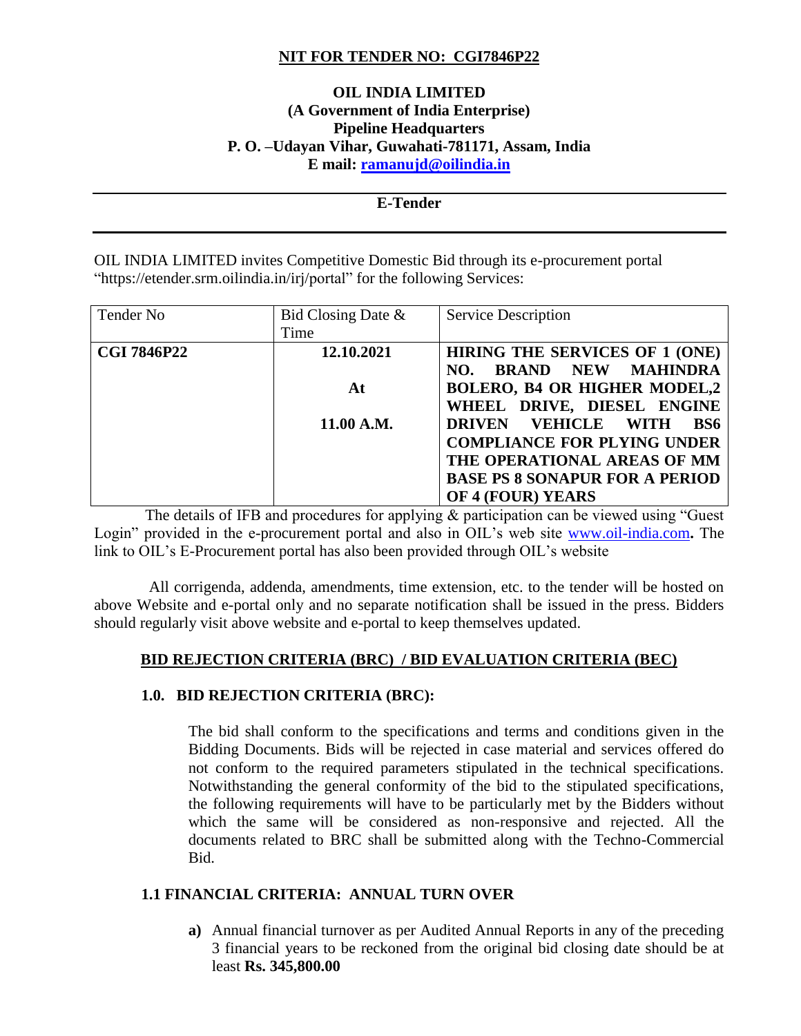**NIT FOR TENDER NO: CGI7846P22**

**OIL INDIA LIMITED**
**(A Government of India Enterprise)**
**Pipeline Headquarters**
**P. O. –Udayan Vihar, Guwahati-781171, Assam, India**
**E mail: ramanujd@oilindia.in**

---

**E-Tender**

---

OIL INDIA LIMITED invites Competitive Domestic Bid through its e-procurement portal "https://etender.srm.oilindia.in/irj/portal" for the following Services:

| Tender No | Bid Closing Date & Time | Service Description |
|---|---|---|
| **CGI 7846P22** | **12.10.2021**<br><br>**At**<br><br>**11.00 A.M.** | **HIRING THE SERVICES OF 1 (ONE) NO. BRAND NEW MAHINDRA BOLERO, B4 OR HIGHER MODEL,2 WHEEL DRIVE, DIESEL ENGINE DRIVEN VEHICLE WITH BS6 COMPLIANCE FOR PLYING UNDER THE OPERATIONAL AREAS OF MM BASE PS 8 SONAPUR FOR A PERIOD OF 4 (FOUR) YEARS** |

The details of IFB and procedures for applying & participation can be viewed using "Guest Login" provided in the e-procurement portal and also in OIL's web site www.oil-india.com**.** The link to OIL's E-Procurement portal has also been provided through OIL's website

All corrigenda, addenda, amendments, time extension, etc. to the tender will be hosted on above Website and e-portal only and no separate notification shall be issued in the press. Bidders should regularly visit above website and e-portal to keep themselves updated.

## BID REJECTION CRITERIA (BRC) / BID EVALUATION CRITERIA (BEC)

### 1.0. BID REJECTION CRITERIA (BRC):

The bid shall conform to the specifications and terms and conditions given in the Bidding Documents. Bids will be rejected in case material and services offered do not conform to the required parameters stipulated in the technical specifications. Notwithstanding the general conformity of the bid to the stipulated specifications, the following requirements will have to be particularly met by the Bidders without which the same will be considered as non-responsive and rejected. All the documents related to BRC shall be submitted along with the Techno-Commercial Bid.

### 1.1 FINANCIAL CRITERIA: ANNUAL TURN OVER

**a)** Annual financial turnover as per Audited Annual Reports in any of the preceding 3 financial years to be reckoned from the original bid closing date should be at least **Rs. 345,800.00**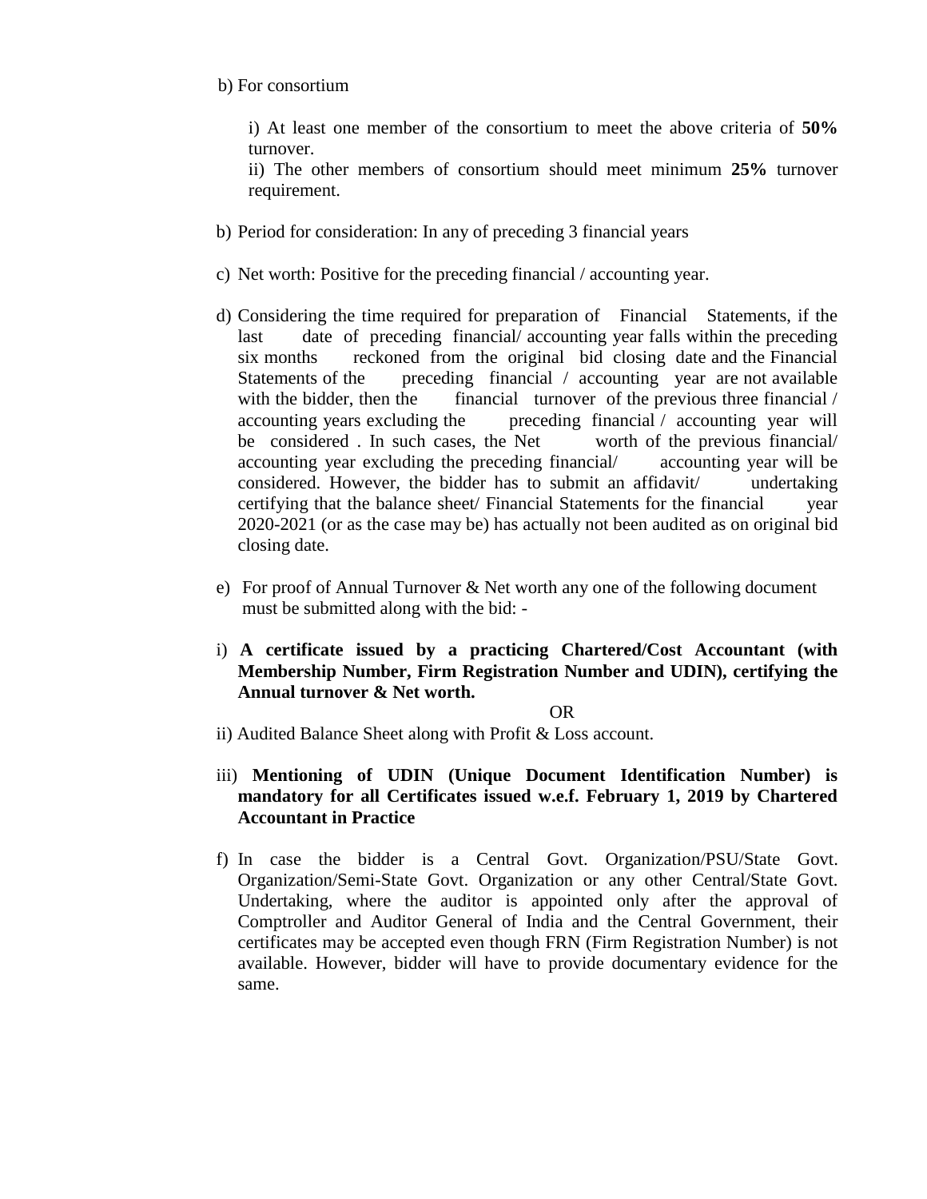b) For consortium

i) At least one member of the consortium to meet the above criteria of **50%** turnover.

ii) The other members of consortium should meet minimum **25%** turnover requirement.

b) Period for consideration: In any of preceding 3 financial years

c) Net worth: Positive for the preceding financial / accounting year.

d) Considering the time required for preparation of Financial Statements, if the last date of preceding financial/ accounting year falls within the preceding six months reckoned from the original bid closing date and the Financial Statements of the preceding financial / accounting year are not available with the bidder, then the financial turnover of the previous three financial / accounting years excluding the preceding financial / accounting year will be considered . In such cases, the Net worth of the previous financial/ accounting year excluding the preceding financial/ accounting year will be considered. However, the bidder has to submit an affidavit/ undertaking certifying that the balance sheet/ Financial Statements for the financial year 2020-2021 (or as the case may be) has actually not been audited as on original bid closing date.

e) For proof of Annual Turnover & Net worth any one of the following document must be submitted along with the bid: -

i) **A certificate issued by a practicing Chartered/Cost Accountant (with Membership Number, Firm Registration Number and UDIN), certifying the Annual turnover & Net worth.**

OR

ii) Audited Balance Sheet along with Profit & Loss account.

iii) **Mentioning of UDIN (Unique Document Identification Number) is mandatory for all Certificates issued w.e.f. February 1, 2019 by Chartered Accountant in Practice**

f) In case the bidder is a Central Govt. Organization/PSU/State Govt. Organization/Semi-State Govt. Organization or any other Central/State Govt. Undertaking, where the auditor is appointed only after the approval of Comptroller and Auditor General of India and the Central Government, their certificates may be accepted even though FRN (Firm Registration Number) is not available. However, bidder will have to provide documentary evidence for the same.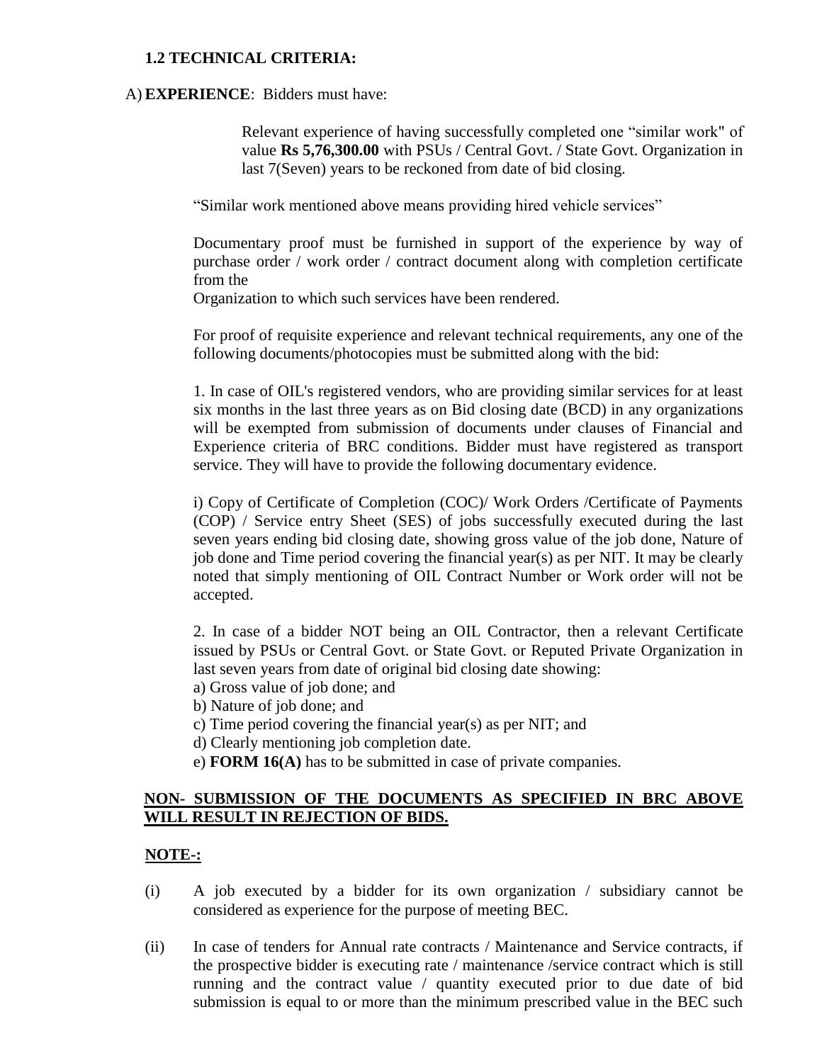### 1.2 TECHNICAL CRITERIA:

A) **EXPERIENCE**: Bidders must have:

> Relevant experience of having successfully completed one "similar work" of value **Rs 5,76,300.00** with PSUs / Central Govt. / State Govt. Organization in last 7(Seven) years to be reckoned from date of bid closing.

"Similar work mentioned above means providing hired vehicle services"

Documentary proof must be furnished in support of the experience by way of purchase order / work order / contract document along with completion certificate from the
Organization to which such services have been rendered.

For proof of requisite experience and relevant technical requirements, any one of the following documents/photocopies must be submitted along with the bid:

1. In case of OIL's registered vendors, who are providing similar services for at least six months in the last three years as on Bid closing date (BCD) in any organizations will be exempted from submission of documents under clauses of Financial and Experience criteria of BRC conditions. Bidder must have registered as transport service. They will have to provide the following documentary evidence.

i) Copy of Certificate of Completion (COC)/ Work Orders /Certificate of Payments (COP) / Service entry Sheet (SES) of jobs successfully executed during the last seven years ending bid closing date, showing gross value of the job done, Nature of job done and Time period covering the financial year(s) as per NIT. It may be clearly noted that simply mentioning of OIL Contract Number or Work order will not be accepted.

2. In case of a bidder NOT being an OIL Contractor, then a relevant Certificate issued by PSUs or Central Govt. or State Govt. or Reputed Private Organization in last seven years from date of original bid closing date showing:

a) Gross value of job done; and
b) Nature of job done; and
c) Time period covering the financial year(s) as per NIT; and
d) Clearly mentioning job completion date.
e) **FORM 16(A)** has to be submitted in case of private companies.

**<u>NON- SUBMISSION OF THE DOCUMENTS AS SPECIFIED IN BRC ABOVE WILL RESULT IN REJECTION OF BIDS.</u>**

**<u>NOTE-:</u>**

(i) A job executed by a bidder for its own organization / subsidiary cannot be considered as experience for the purpose of meeting BEC.

(ii) In case of tenders for Annual rate contracts / Maintenance and Service contracts, if the prospective bidder is executing rate / maintenance /service contract which is still running and the contract value / quantity executed prior to due date of bid submission is equal to or more than the minimum prescribed value in the BEC such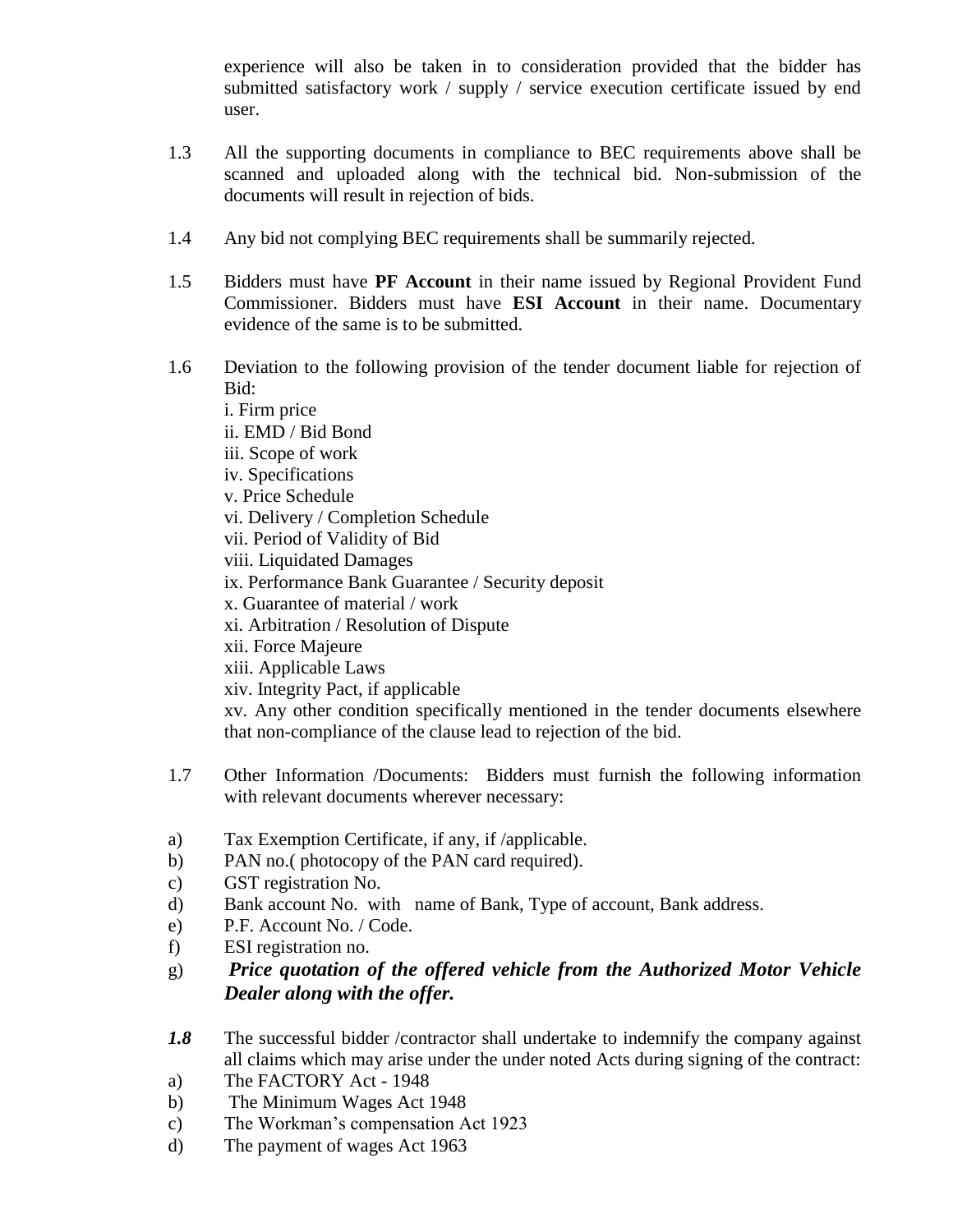experience will also be taken in to consideration provided that the bidder has submitted satisfactory work / supply / service execution certificate issued by end user.

1.3 All the supporting documents in compliance to BEC requirements above shall be scanned and uploaded along with the technical bid. Non-submission of the documents will result in rejection of bids.

1.4 Any bid not complying BEC requirements shall be summarily rejected.

1.5 Bidders must have **PF Account** in their name issued by Regional Provident Fund Commissioner. Bidders must have **ESI Account** in their name. Documentary evidence of the same is to be submitted.

1.6 Deviation to the following provision of the tender document liable for rejection of Bid:

i. Firm price
ii. EMD / Bid Bond
iii. Scope of work
iv. Specifications
v. Price Schedule
vi. Delivery / Completion Schedule
vii. Period of Validity of Bid
viii. Liquidated Damages
ix. Performance Bank Guarantee / Security deposit
x. Guarantee of material / work
xi. Arbitration / Resolution of Dispute
xii. Force Majeure
xiii. Applicable Laws
xiv. Integrity Pact, if applicable
xv. Any other condition specifically mentioned in the tender documents elsewhere that non-compliance of the clause lead to rejection of the bid.

1.7 Other Information /Documents: Bidders must furnish the following information with relevant documents wherever necessary:

a) Tax Exemption Certificate, if any, if /applicable.
b) PAN no.( photocopy of the PAN card required).
c) GST registration No.
d) Bank account No. with name of Bank, Type of account, Bank address.
e) P.F. Account No. / Code.
f) ESI registration no.
g) ***Price quotation of the offered vehicle from the Authorized Motor Vehicle Dealer along with the offer.***

***1.8*** The successful bidder /contractor shall undertake to indemnify the company against all claims which may arise under the under noted Acts during signing of the contract:

a) The FACTORY Act - 1948
b) The Minimum Wages Act 1948
c) The Workman's compensation Act 1923
d) The payment of wages Act 1963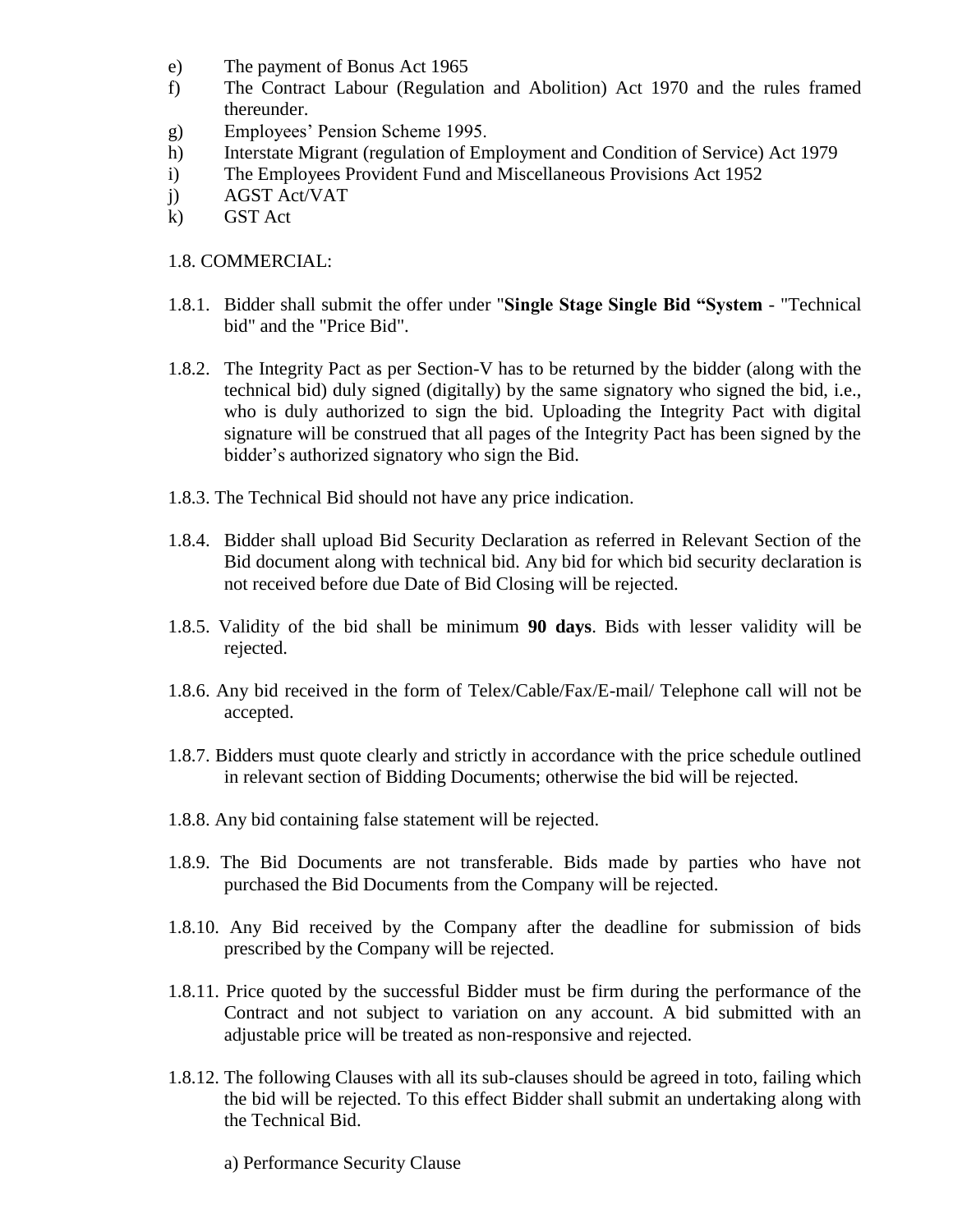e) The payment of Bonus Act 1965

f) The Contract Labour (Regulation and Abolition) Act 1970 and the rules framed thereunder.

g) Employees' Pension Scheme 1995.

h) Interstate Migrant (regulation of Employment and Condition of Service) Act 1979

i) The Employees Provident Fund and Miscellaneous Provisions Act 1952

j) AGST Act/VAT

k) GST Act

1.8. COMMERCIAL:

1.8.1. Bidder shall submit the offer under "**Single Stage Single Bid "System** - "Technical bid" and the "Price Bid".

1.8.2. The Integrity Pact as per Section-V has to be returned by the bidder (along with the technical bid) duly signed (digitally) by the same signatory who signed the bid, i.e., who is duly authorized to sign the bid. Uploading the Integrity Pact with digital signature will be construed that all pages of the Integrity Pact has been signed by the bidder's authorized signatory who sign the Bid.

1.8.3. The Technical Bid should not have any price indication.

1.8.4. Bidder shall upload Bid Security Declaration as referred in Relevant Section of the Bid document along with technical bid. Any bid for which bid security declaration is not received before due Date of Bid Closing will be rejected.

1.8.5. Validity of the bid shall be minimum **90 days**. Bids with lesser validity will be rejected.

1.8.6. Any bid received in the form of Telex/Cable/Fax/E-mail/ Telephone call will not be accepted.

1.8.7. Bidders must quote clearly and strictly in accordance with the price schedule outlined in relevant section of Bidding Documents; otherwise the bid will be rejected.

1.8.8. Any bid containing false statement will be rejected.

1.8.9. The Bid Documents are not transferable. Bids made by parties who have not purchased the Bid Documents from the Company will be rejected.

1.8.10. Any Bid received by the Company after the deadline for submission of bids prescribed by the Company will be rejected.

1.8.11. Price quoted by the successful Bidder must be firm during the performance of the Contract and not subject to variation on any account. A bid submitted with an adjustable price will be treated as non-responsive and rejected.

1.8.12. The following Clauses with all its sub-clauses should be agreed in toto, failing which the bid will be rejected. To this effect Bidder shall submit an undertaking along with the Technical Bid.

a) Performance Security Clause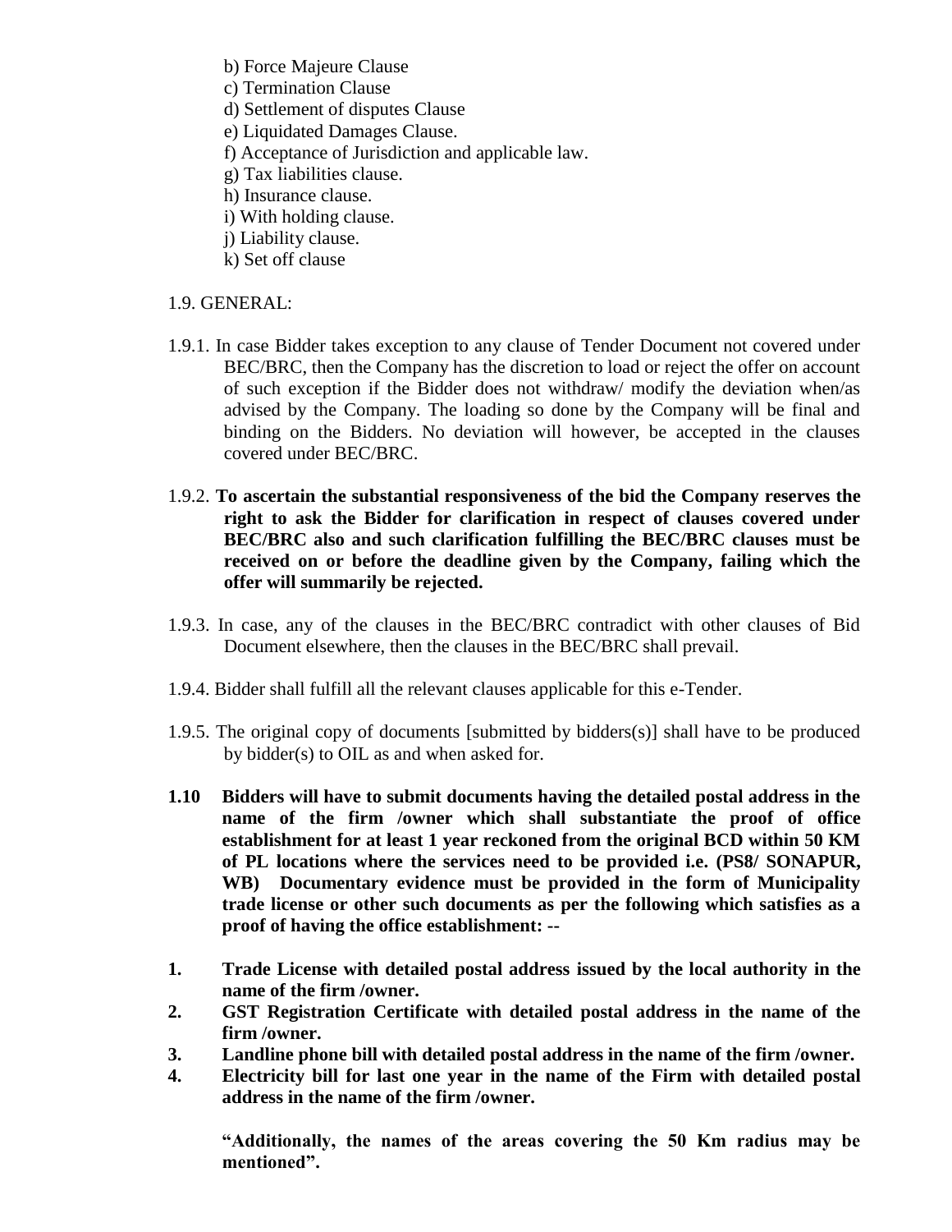b) Force Majeure Clause
c) Termination Clause
d) Settlement of disputes Clause
e) Liquidated Damages Clause.
f) Acceptance of Jurisdiction and applicable law.
g) Tax liabilities clause.
h) Insurance clause.
i) With holding clause.
j) Liability clause.
k) Set off clause

1.9. GENERAL:

1.9.1. In case Bidder takes exception to any clause of Tender Document not covered under BEC/BRC, then the Company has the discretion to load or reject the offer on account of such exception if the Bidder does not withdraw/ modify the deviation when/as advised by the Company. The loading so done by the Company will be final and binding on the Bidders. No deviation will however, be accepted in the clauses covered under BEC/BRC.

1.9.2. **To ascertain the substantial responsiveness of the bid the Company reserves the right to ask the Bidder for clarification in respect of clauses covered under BEC/BRC also and such clarification fulfilling the BEC/BRC clauses must be received on or before the deadline given by the Company, failing which the offer will summarily be rejected.**

1.9.3. In case, any of the clauses in the BEC/BRC contradict with other clauses of Bid Document elsewhere, then the clauses in the BEC/BRC shall prevail.

1.9.4. Bidder shall fulfill all the relevant clauses applicable for this e-Tender.

1.9.5. The original copy of documents [submitted by bidders(s)] shall have to be produced by bidder(s) to OIL as and when asked for.

**1.10 Bidders will have to submit documents having the detailed postal address in the name of the firm /owner which shall substantiate the proof of office establishment for at least 1 year reckoned from the original BCD within 50 KM of PL locations where the services need to be provided i.e. (PS8/ SONAPUR, WB) Documentary evidence must be provided in the form of Municipality trade license or other such documents as per the following which satisfies as a proof of having the office establishment: --**

1. **Trade License with detailed postal address issued by the local authority in the name of the firm /owner.**
2. **GST Registration Certificate with detailed postal address in the name of the firm /owner.**
3. **Landline phone bill with detailed postal address in the name of the firm /owner.**
4. **Electricity bill for last one year in the name of the Firm with detailed postal address in the name of the firm /owner.**

**"Additionally, the names of the areas covering the 50 Km radius may be mentioned".**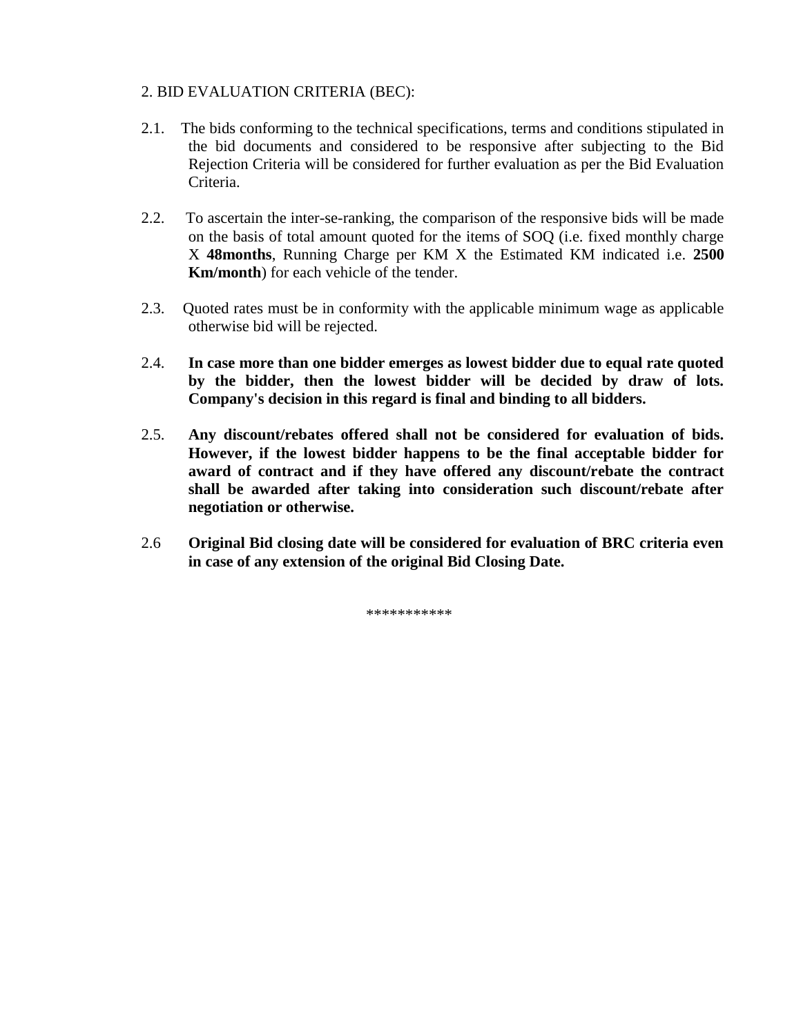## 2. BID EVALUATION CRITERIA (BEC):

2.1. The bids conforming to the technical specifications, terms and conditions stipulated in the bid documents and considered to be responsive after subjecting to the Bid Rejection Criteria will be considered for further evaluation as per the Bid Evaluation Criteria.

2.2. To ascertain the inter-se-ranking, the comparison of the responsive bids will be made on the basis of total amount quoted for the items of SOQ (i.e. fixed monthly charge X **48months**, Running Charge per KM X the Estimated KM indicated i.e. **2500 Km/month**) for each vehicle of the tender.

2.3. Quoted rates must be in conformity with the applicable minimum wage as applicable otherwise bid will be rejected.

2.4. **In case more than one bidder emerges as lowest bidder due to equal rate quoted by the bidder, then the lowest bidder will be decided by draw of lots. Company's decision in this regard is final and binding to all bidders.**

2.5. **Any discount/rebates offered shall not be considered for evaluation of bids. However, if the lowest bidder happens to be the final acceptable bidder for award of contract and if they have offered any discount/rebate the contract shall be awarded after taking into consideration such discount/rebate after negotiation or otherwise.**

2.6 **Original Bid closing date will be considered for evaluation of BRC criteria even in case of any extension of the original Bid Closing Date.**

***********